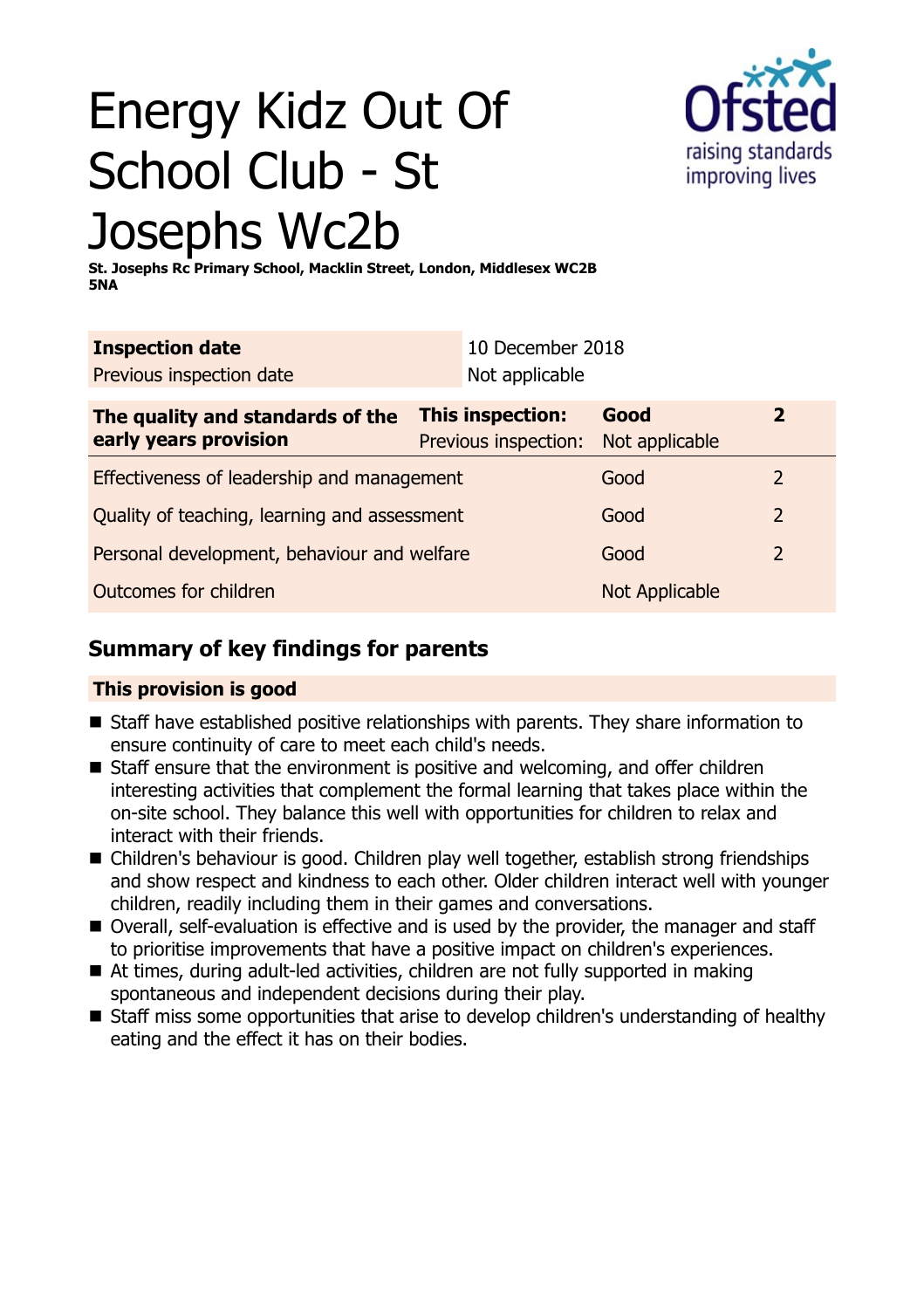# Energy Kidz Out Of School Club - St Josephs Wc2b

**St. Josephs Rc Primary School, Macklin Street, London, Middlesex WC2B 5NA**

| **Inspection date** | 10 December 2018 |
| --- | --- |
| Previous inspection date | Not applicable |

| **The quality and standards of the early years provision** | **This inspection:** | **Good** | **2** |
| --- | --- | --- | --- |
| | Previous inspection: | Not applicable | |
| Effectiveness of leadership and management | | Good | 2 |
| Quality of teaching, learning and assessment | | Good | 2 |
| Personal development, behaviour and welfare | | Good | 2 |
| Outcomes for children | | Not Applicable | |

## Summary of key findings for parents

**This provision is good**

- Staff have established positive relationships with parents. They share information to ensure continuity of care to meet each child's needs.
- Staff ensure that the environment is positive and welcoming, and offer children interesting activities that complement the formal learning that takes place within the on-site school. They balance this well with opportunities for children to relax and interact with their friends.
- Children's behaviour is good. Children play well together, establish strong friendships and show respect and kindness to each other. Older children interact well with younger children, readily including them in their games and conversations.
- Overall, self-evaluation is effective and is used by the provider, the manager and staff to prioritise improvements that have a positive impact on children's experiences.
- At times, during adult-led activities, children are not fully supported in making spontaneous and independent decisions during their play.
- Staff miss some opportunities that arise to develop children's understanding of healthy eating and the effect it has on their bodies.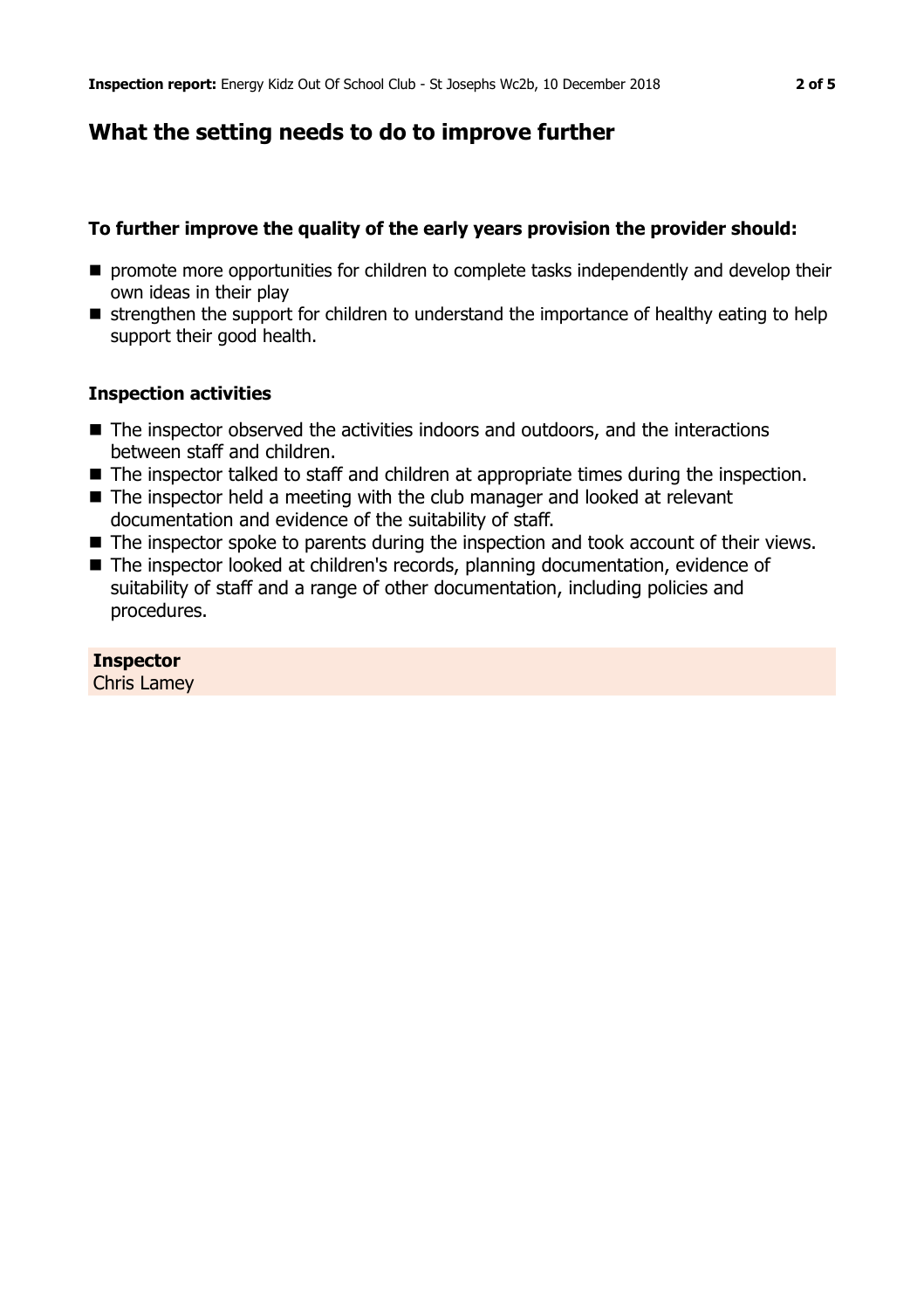## What the setting needs to do to improve further

### To further improve the quality of the early years provision the provider should:

- promote more opportunities for children to complete tasks independently and develop their own ideas in their play
- strengthen the support for children to understand the importance of healthy eating to help support their good health.

### Inspection activities

- The inspector observed the activities indoors and outdoors, and the interactions between staff and children.
- The inspector talked to staff and children at appropriate times during the inspection.
- The inspector held a meeting with the club manager and looked at relevant documentation and evidence of the suitability of staff.
- The inspector spoke to parents during the inspection and took account of their views.
- The inspector looked at children's records, planning documentation, evidence of suitability of staff and a range of other documentation, including policies and procedures.

**Inspector**
Chris Lamey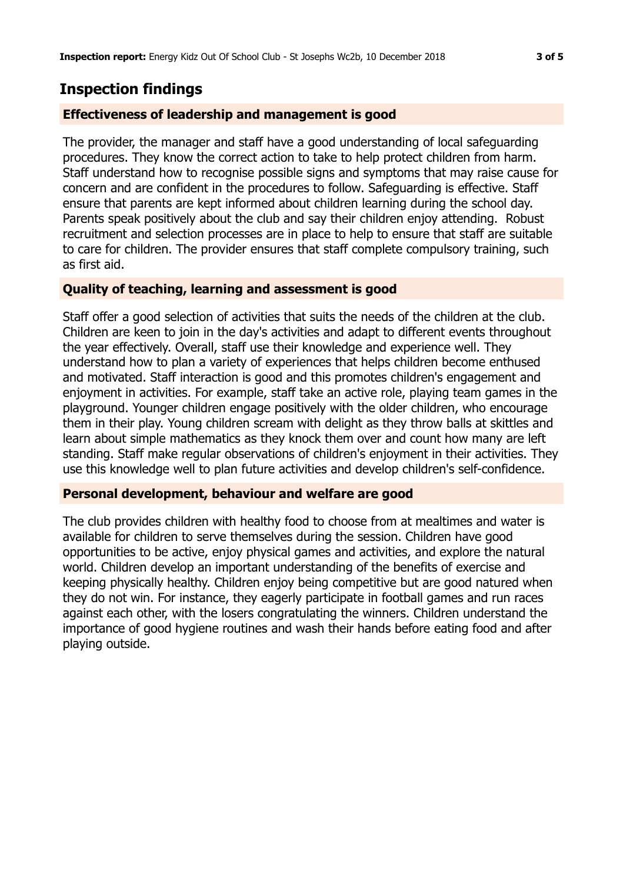## Inspection findings

### Effectiveness of leadership and management is good

The provider, the manager and staff have a good understanding of local safeguarding procedures. They know the correct action to take to help protect children from harm. Staff understand how to recognise possible signs and symptoms that may raise cause for concern and are confident in the procedures to follow. Safeguarding is effective. Staff ensure that parents are kept informed about children learning during the school day. Parents speak positively about the club and say their children enjoy attending. Robust recruitment and selection processes are in place to help to ensure that staff are suitable to care for children. The provider ensures that staff complete compulsory training, such as first aid.

### Quality of teaching, learning and assessment is good

Staff offer a good selection of activities that suits the needs of the children at the club. Children are keen to join in the day's activities and adapt to different events throughout the year effectively. Overall, staff use their knowledge and experience well. They understand how to plan a variety of experiences that helps children become enthused and motivated. Staff interaction is good and this promotes children's engagement and enjoyment in activities. For example, staff take an active role, playing team games in the playground. Younger children engage positively with the older children, who encourage them in their play. Young children scream with delight as they throw balls at skittles and learn about simple mathematics as they knock them over and count how many are left standing. Staff make regular observations of children's enjoyment in their activities. They use this knowledge well to plan future activities and develop children's self-confidence.

### Personal development, behaviour and welfare are good

The club provides children with healthy food to choose from at mealtimes and water is available for children to serve themselves during the session. Children have good opportunities to be active, enjoy physical games and activities, and explore the natural world. Children develop an important understanding of the benefits of exercise and keeping physically healthy. Children enjoy being competitive but are good natured when they do not win. For instance, they eagerly participate in football games and run races against each other, with the losers congratulating the winners. Children understand the importance of good hygiene routines and wash their hands before eating food and after playing outside.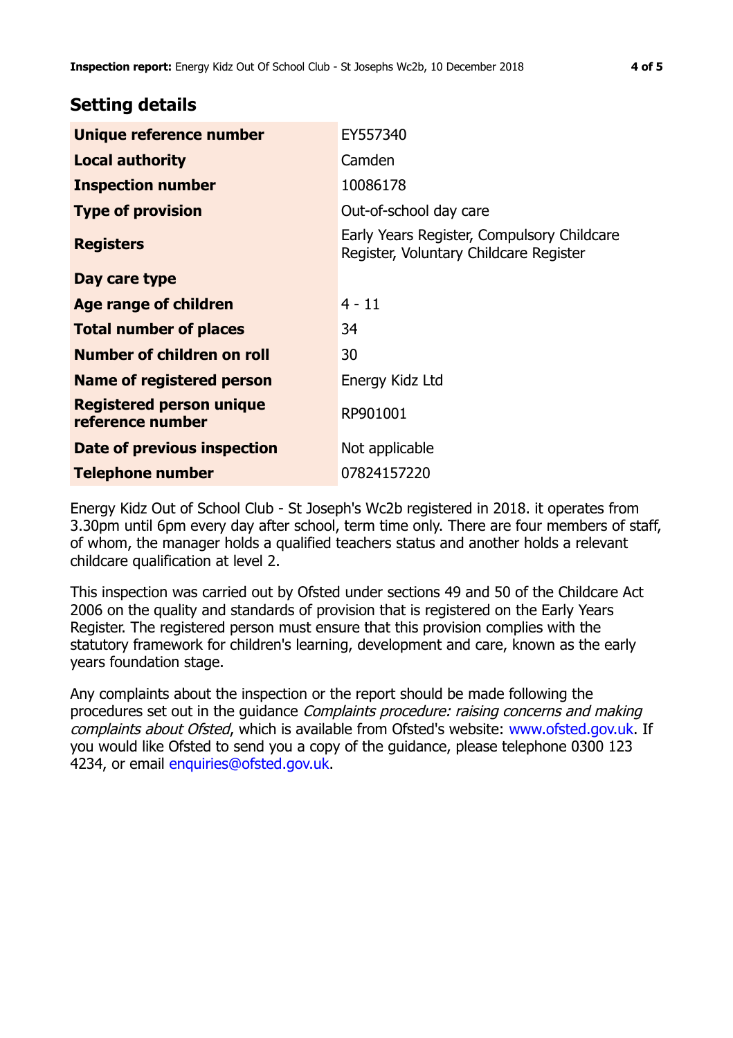## Setting details

| | |
|---|---|
| **Unique reference number** | EY557340 |
| **Local authority** | Camden |
| **Inspection number** | 10086178 |
| **Type of provision** | Out-of-school day care |
| **Registers** | Early Years Register, Compulsory Childcare Register, Voluntary Childcare Register |
| **Day care type** | |
| **Age range of children** | 4 - 11 |
| **Total number of places** | 34 |
| **Number of children on roll** | 30 |
| **Name of registered person** | Energy Kidz Ltd |
| **Registered person unique reference number** | RP901001 |
| **Date of previous inspection** | Not applicable |
| **Telephone number** | 07824157220 |

Energy Kidz Out of School Club - St Joseph's Wc2b registered in 2018. it operates from 3.30pm until 6pm every day after school, term time only. There are four members of staff, of whom, the manager holds a qualified teachers status and another holds a relevant childcare qualification at level 2.

This inspection was carried out by Ofsted under sections 49 and 50 of the Childcare Act 2006 on the quality and standards of provision that is registered on the Early Years Register. The registered person must ensure that this provision complies with the statutory framework for children's learning, development and care, known as the early years foundation stage.

Any complaints about the inspection or the report should be made following the procedures set out in the guidance *Complaints procedure: raising concerns and making complaints about Ofsted*, which is available from Ofsted's website: www.ofsted.gov.uk. If you would like Ofsted to send you a copy of the guidance, please telephone 0300 123 4234, or email enquiries@ofsted.gov.uk.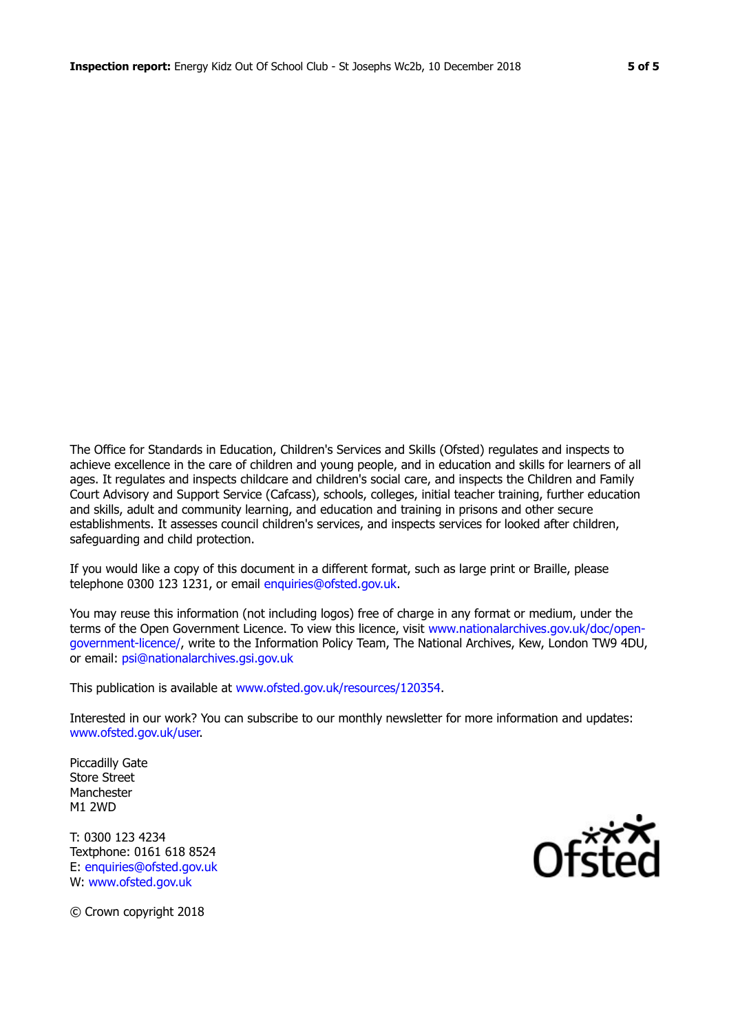The Office for Standards in Education, Children's Services and Skills (Ofsted) regulates and inspects to achieve excellence in the care of children and young people, and in education and skills for learners of all ages. It regulates and inspects childcare and children's social care, and inspects the Children and Family Court Advisory and Support Service (Cafcass), schools, colleges, initial teacher training, further education and skills, adult and community learning, and education and training in prisons and other secure establishments. It assesses council children's services, and inspects services for looked after children, safeguarding and child protection.

If you would like a copy of this document in a different format, such as large print or Braille, please telephone 0300 123 1231, or email enquiries@ofsted.gov.uk.

You may reuse this information (not including logos) free of charge in any format or medium, under the terms of the Open Government Licence. To view this licence, visit www.nationalarchives.gov.uk/doc/open-government-licence/, write to the Information Policy Team, The National Archives, Kew, London TW9 4DU, or email: psi@nationalarchives.gsi.gov.uk

This publication is available at www.ofsted.gov.uk/resources/120354.

Interested in our work? You can subscribe to our monthly newsletter for more information and updates: www.ofsted.gov.uk/user.

Piccadilly Gate
Store Street
Manchester
M1 2WD

T: 0300 123 4234
Textphone: 0161 618 8524
E: enquiries@ofsted.gov.uk
W: www.ofsted.gov.uk

© Crown copyright 2018